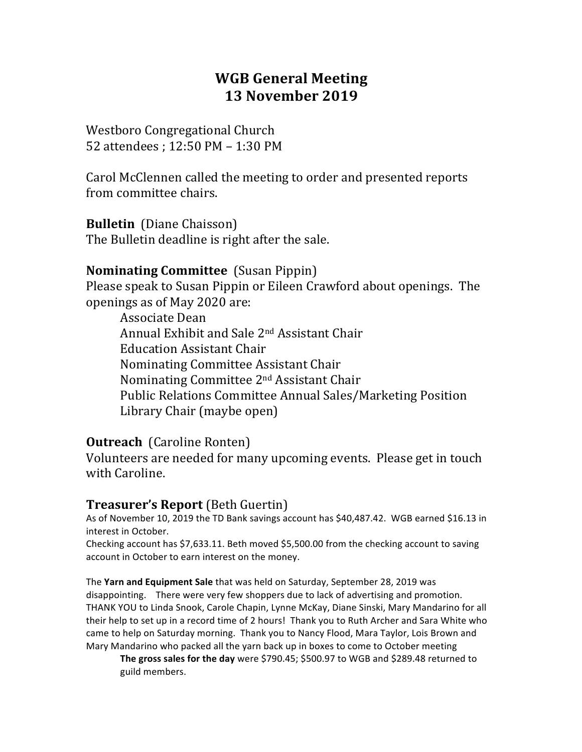# WGB General Meeting
# 13 November 2019

Westboro Congregational Church
52 attendees ; 12:50 PM – 1:30 PM

Carol McClennen called the meeting to order and presented reports from committee chairs.

**Bulletin** (Diane Chaisson)
The Bulletin deadline is right after the sale.

**Nominating Committee** (Susan Pippin)
Please speak to Susan Pippin or Eileen Crawford about openings. The openings as of May 2020 are:

- Associate Dean
- Annual Exhibit and Sale 2nd Assistant Chair
- Education Assistant Chair
- Nominating Committee Assistant Chair
- Nominating Committee 2nd Assistant Chair
- Public Relations Committee Annual Sales/Marketing Position
- Library Chair (maybe open)

**Outreach** (Caroline Ronten)
Volunteers are needed for many upcoming events. Please get in touch with Caroline.

**Treasurer's Report** (Beth Guertin)
As of November 10, 2019 the TD Bank savings account has $40,487.42. WGB earned $16.13 in interest in October.
Checking account has $7,633.11. Beth moved $5,500.00 from the checking account to saving account in October to earn interest on the money.

The **Yarn and Equipment Sale** that was held on Saturday, September 28, 2019 was disappointing. There were very few shoppers due to lack of advertising and promotion. THANK YOU to Linda Snook, Carole Chapin, Lynne McKay, Diane Sinski, Mary Mandarino for all their help to set up in a record time of 2 hours! Thank you to Ruth Archer and Sara White who came to help on Saturday morning. Thank you to Nancy Flood, Mara Taylor, Lois Brown and Mary Mandarino who packed all the yarn back up in boxes to come to October meeting

> **The gross sales for the day** were $790.45; $500.97 to WGB and $289.48 returned to guild members.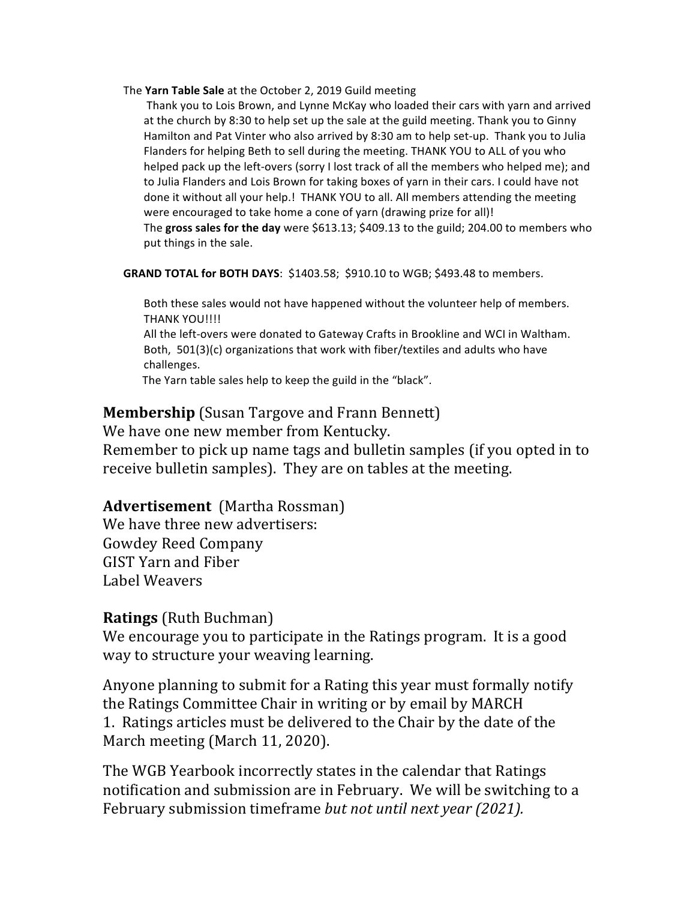The **Yarn Table Sale** at the October 2, 2019 Guild meeting

Thank you to Lois Brown, and Lynne McKay who loaded their cars with yarn and arrived at the church by 8:30 to help set up the sale at the guild meeting. Thank you to Ginny Hamilton and Pat Vinter who also arrived by 8:30 am to help set-up. Thank you to Julia Flanders for helping Beth to sell during the meeting. THANK YOU to ALL of you who helped pack up the left-overs (sorry I lost track of all the members who helped me); and to Julia Flanders and Lois Brown for taking boxes of yarn in their cars. I could have not done it without all your help.! THANK YOU to all. All members attending the meeting were encouraged to take home a cone of yarn (drawing prize for all)!

The **gross sales for the day** were $613.13; $409.13 to the guild; 204.00 to members who put things in the sale.

**GRAND TOTAL for BOTH DAYS**: $1403.58; $910.10 to WGB; $493.48 to members.

Both these sales would not have happened without the volunteer help of members. THANK YOU!!!!

All the left-overs were donated to Gateway Crafts in Brookline and WCI in Waltham. Both, 501(3)(c) organizations that work with fiber/textiles and adults who have challenges.

The Yarn table sales help to keep the guild in the "black".

## **Membership** (Susan Targove and Frann Bennett)

We have one new member from Kentucky.

Remember to pick up name tags and bulletin samples (if you opted in to receive bulletin samples). They are on tables at the meeting.

## **Advertisement** (Martha Rossman)

We have three new advertisers:

Gowdey Reed Company
GIST Yarn and Fiber
Label Weavers

## **Ratings** (Ruth Buchman)

We encourage you to participate in the Ratings program. It is a good way to structure your weaving learning.

Anyone planning to submit for a Rating this year must formally notify the Ratings Committee Chair in writing or by email by MARCH 1. Ratings articles must be delivered to the Chair by the date of the March meeting (March 11, 2020).

The WGB Yearbook incorrectly states in the calendar that Ratings notification and submission are in February. We will be switching to a February submission timeframe *but not until next year (2021).*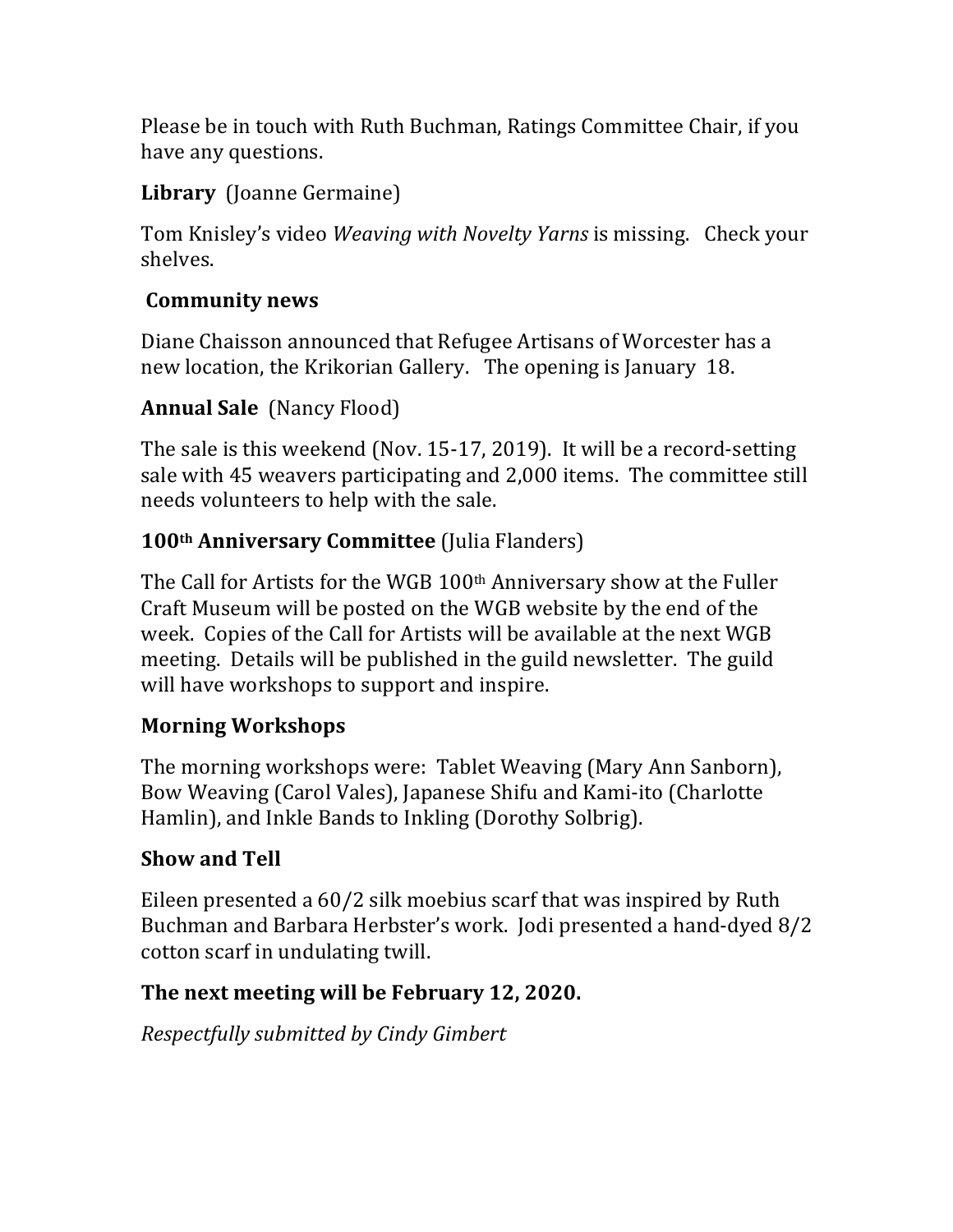Please be in touch with Ruth Buchman, Ratings Committee Chair, if you have any questions.

**Library** (Joanne Germaine)

Tom Knisley's video *Weaving with Novelty Yarns* is missing. Check your shelves.

**Community news**

Diane Chaisson announced that Refugee Artisans of Worcester has a new location, the Krikorian Gallery. The opening is January 18.

**Annual Sale** (Nancy Flood)

The sale is this weekend (Nov. 15-17, 2019). It will be a record-setting sale with 45 weavers participating and 2,000 items. The committee still needs volunteers to help with the sale.

**100th Anniversary Committee** (Julia Flanders)

The Call for Artists for the WGB 100th Anniversary show at the Fuller Craft Museum will be posted on the WGB website by the end of the week. Copies of the Call for Artists will be available at the next WGB meeting. Details will be published in the guild newsletter. The guild will have workshops to support and inspire.

**Morning Workshops**

The morning workshops were: Tablet Weaving (Mary Ann Sanborn), Bow Weaving (Carol Vales), Japanese Shifu and Kami-ito (Charlotte Hamlin), and Inkle Bands to Inkling (Dorothy Solbrig).

**Show and Tell**

Eileen presented a 60/2 silk moebius scarf that was inspired by Ruth Buchman and Barbara Herbster's work. Jodi presented a hand-dyed 8/2 cotton scarf in undulating twill.

**The next meeting will be February 12, 2020.**

*Respectfully submitted by Cindy Gimbert*